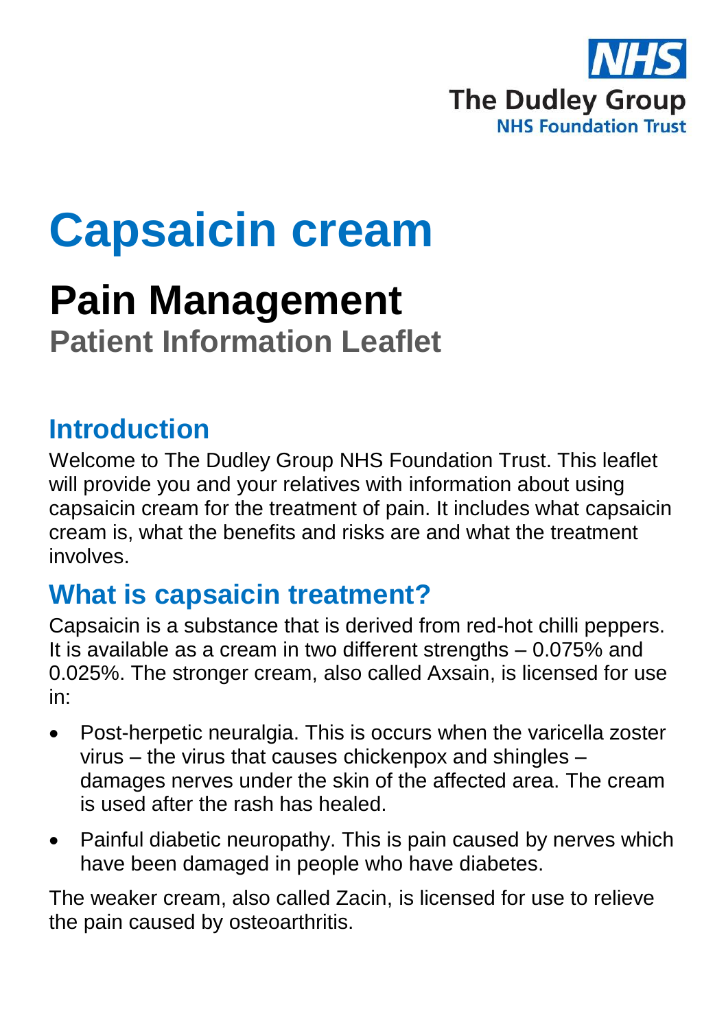# Capsaicin cream

## Pain Management

**Patient Information Leaflet**

## Introduction

Welcome to The Dudley Group NHS Foundation Trust. This leaflet will provide you and your relatives with information about using capsaicin cream for the treatment of pain. It includes what capsaicin cream is, what the benefits and risks are and what the treatment involves.

## What is capsaicin treatment?

Capsaicin is a substance that is derived from red-hot chilli peppers. It is available as a cream in two different strengths – 0.075% and 0.025%. The stronger cream, also called Axsain, is licensed for use in:

- Post-herpetic neuralgia. This is occurs when the varicella zoster virus – the virus that causes chickenpox and shingles – damages nerves under the skin of the affected area. The cream is used after the rash has healed.
- Painful diabetic neuropathy. This is pain caused by nerves which have been damaged in people who have diabetes.

The weaker cream, also called Zacin, is licensed for use to relieve the pain caused by osteoarthritis.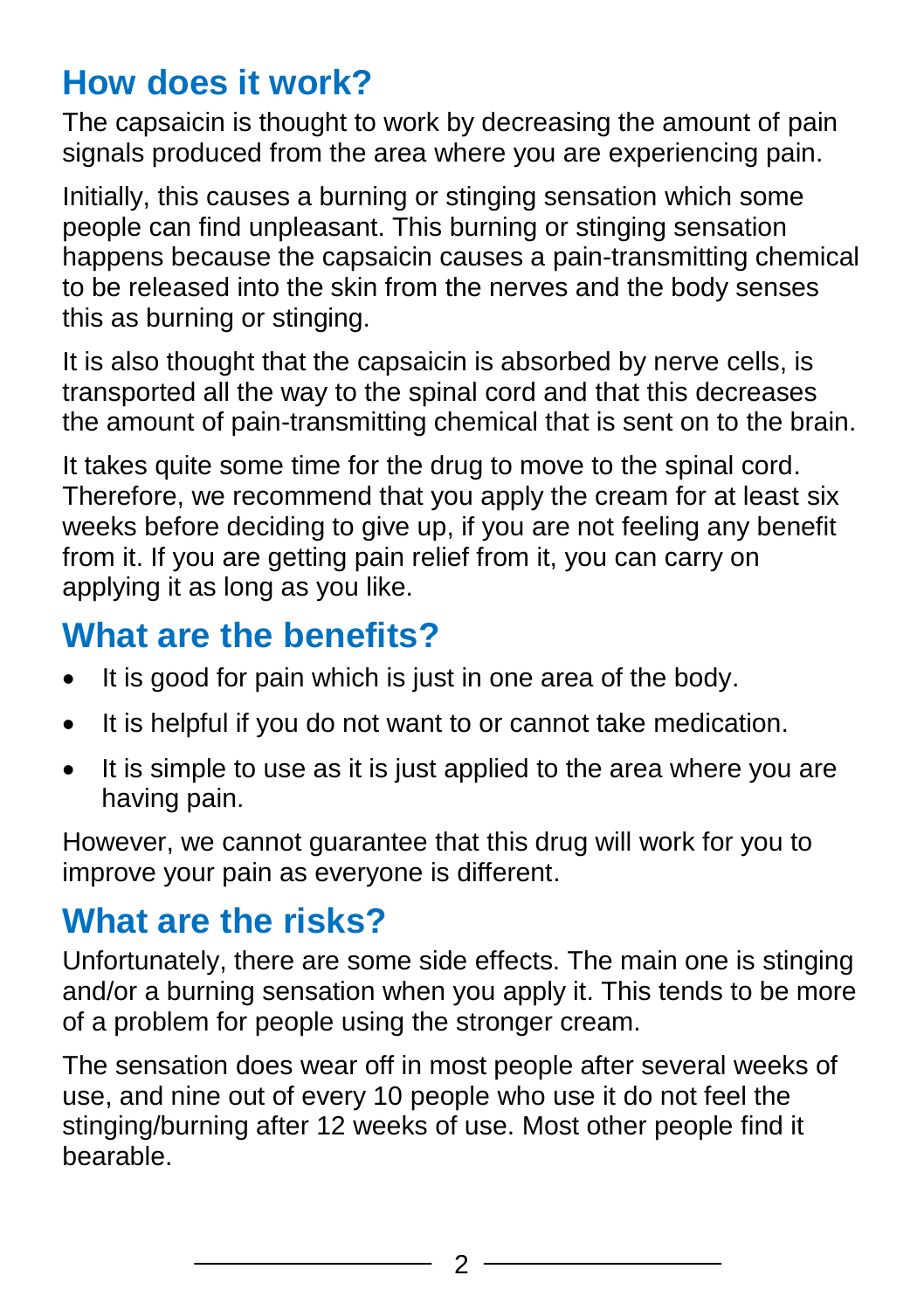## How does it work?

The capsaicin is thought to work by decreasing the amount of pain signals produced from the area where you are experiencing pain.

Initially, this causes a burning or stinging sensation which some people can find unpleasant. This burning or stinging sensation happens because the capsaicin causes a pain-transmitting chemical to be released into the skin from the nerves and the body senses this as burning or stinging.

It is also thought that the capsaicin is absorbed by nerve cells, is transported all the way to the spinal cord and that this decreases the amount of pain-transmitting chemical that is sent on to the brain.

It takes quite some time for the drug to move to the spinal cord. Therefore, we recommend that you apply the cream for at least six weeks before deciding to give up, if you are not feeling any benefit from it. If you are getting pain relief from it, you can carry on applying it as long as you like.

## What are the benefits?

- It is good for pain which is just in one area of the body.
- It is helpful if you do not want to or cannot take medication.
- It is simple to use as it is just applied to the area where you are having pain.

However, we cannot guarantee that this drug will work for you to improve your pain as everyone is different.

## What are the risks?

Unfortunately, there are some side effects. The main one is stinging and/or a burning sensation when you apply it. This tends to be more of a problem for people using the stronger cream.

The sensation does wear off in most people after several weeks of use, and nine out of every 10 people who use it do not feel the stinging/burning after 12 weeks of use. Most other people find it bearable.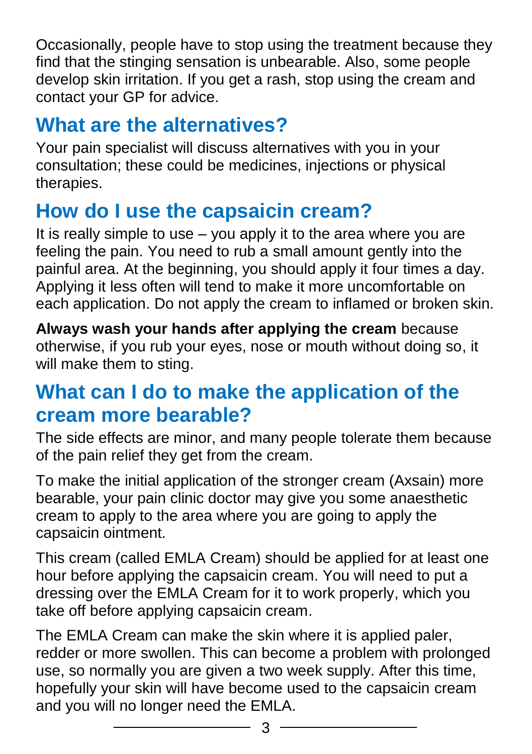Occasionally, people have to stop using the treatment because they find that the stinging sensation is unbearable. Also, some people develop skin irritation. If you get a rash, stop using the cream and contact your GP for advice.

## What are the alternatives?

Your pain specialist will discuss alternatives with you in your consultation; these could be medicines, injections or physical therapies.

## How do I use the capsaicin cream?

It is really simple to use – you apply it to the area where you are feeling the pain. You need to rub a small amount gently into the painful area. At the beginning, you should apply it four times a day. Applying it less often will tend to make it more uncomfortable on each application. Do not apply the cream to inflamed or broken skin.

**Always wash your hands after applying the cream** because otherwise, if you rub your eyes, nose or mouth without doing so, it will make them to sting.

## What can I do to make the application of the cream more bearable?

The side effects are minor, and many people tolerate them because of the pain relief they get from the cream.

To make the initial application of the stronger cream (Axsain) more bearable, your pain clinic doctor may give you some anaesthetic cream to apply to the area where you are going to apply the capsaicin ointment.

This cream (called EMLA Cream) should be applied for at least one hour before applying the capsaicin cream. You will need to put a dressing over the EMLA Cream for it to work properly, which you take off before applying capsaicin cream.

The EMLA Cream can make the skin where it is applied paler, redder or more swollen. This can become a problem with prolonged use, so normally you are given a two week supply. After this time, hopefully your skin will have become used to the capsaicin cream and you will no longer need the EMLA.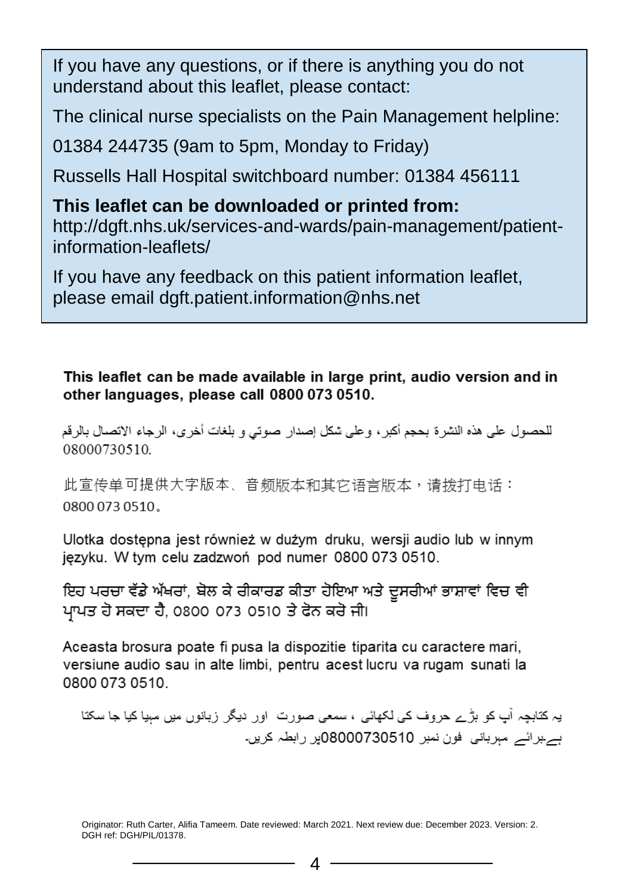If you have any questions, or if there is anything you do not understand about this leaflet, please contact:

The clinical nurse specialists on the Pain Management helpline:

01384 244735 (9am to 5pm, Monday to Friday)

Russells Hall Hospital switchboard number: 01384 456111

**This leaflet can be downloaded or printed from:**
http://dgft.nhs.uk/services-and-wards/pain-management/patient-information-leaflets/

If you have any feedback on this patient information leaflet, please email dgft.patient.information@nhs.net

**This leaflet can be made available in large print, audio version and in other languages, please call 0800 073 0510.**

للحصول على هذه النشرة بحجم أكبر، وعلى شكل إصدار صوتي و بلغات أخرى، الرجاء الاتصال بالرقم 08000730510.

此宣传单可提供大字版本、音频版本和其它语言版本，请拨打电话：0800 073 0510。

Ulotka dostępna jest również w dużym druku, wersji audio lub w innym języku. W tym celu zadzwoń pod numer 0800 073 0510.

ਇਹ ਪਰਚਾ ਵੱਡੇ ਅੱਖਰਾਂ, ਬੋਲ ਕੇ ਰੀਕਾਰਡ ਕੀਤਾ ਹੋਇਆ ਅਤੇ ਦੂਸਰੀਆਂ ਭਾਸ਼ਾਵਾਂ ਵਿਚ ਵੀ ਪ੍ਰਾਪਤ ਹੋ ਸਕਦਾ ਹੈ, 0800 073 0510 ਤੇ ਫੋਨ ਕਰੋ ਜੀ।

Aceasta brosura poate fi pusa la dispozitie tiparita cu caractere mari, versiune audio sau in alte limbi, pentru acest lucru va rugam sunati la 0800 073 0510.

یہ کتابچہ آپ کو بڑے حروف کی لکھائی ، سمعی صورت اور دیگر زبانوں میں مہیا کیا جا سکتا ہے۔برائے مہربانی فون نمبر 08000730510پر رابطہ کریں۔

Originator: Ruth Carter, Alifia Tameem. Date reviewed: March 2021. Next review due: December 2023. Version: 2. DGH ref: DGH/PIL/01378.